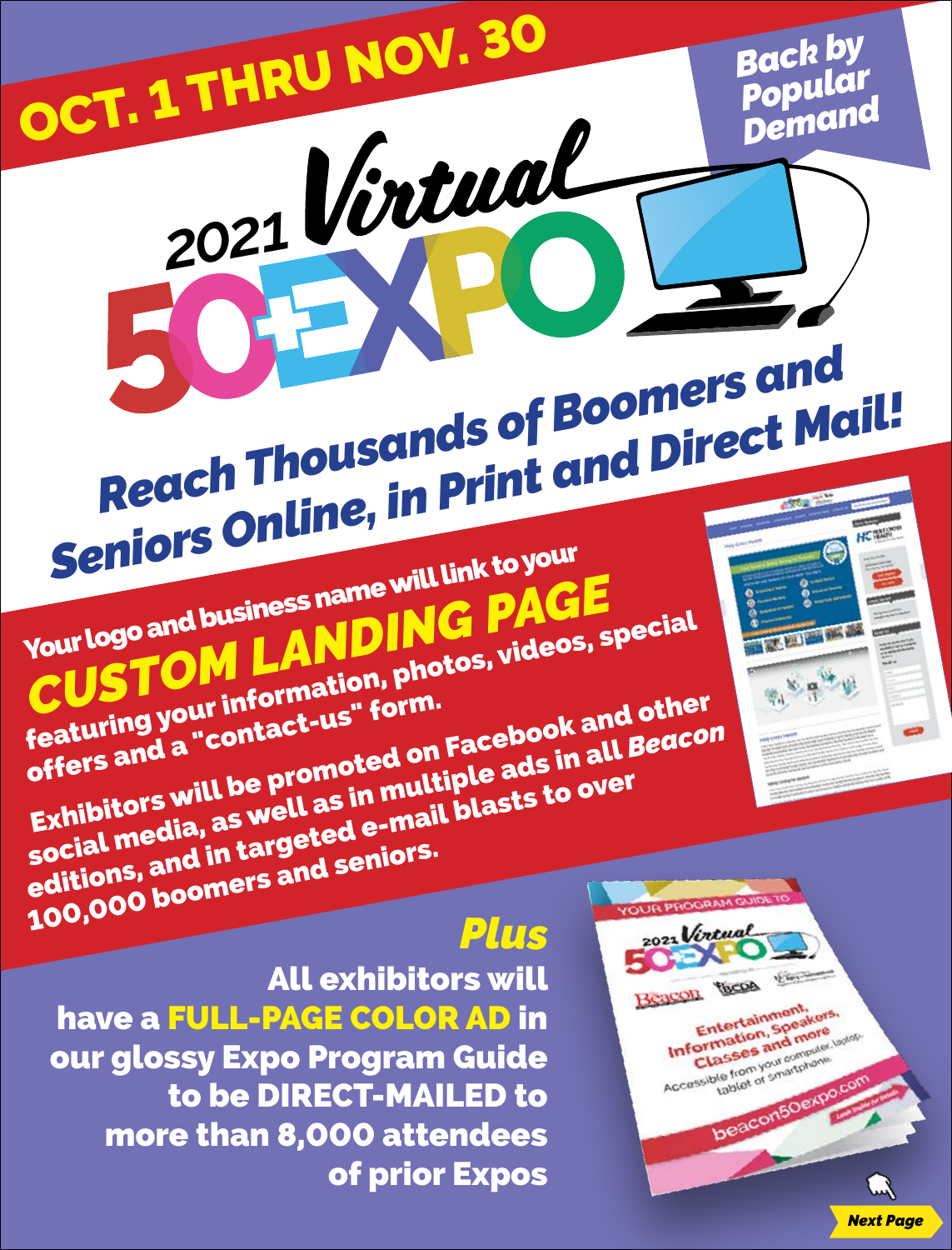# OCT. 1 THRU NOV. 30

**Back by Popular Demand**

# 2021 Virtual 50+EXPO

## *Reach Thousands of Boomers and Seniors Online, in Print and Direct Mail!*

**Your logo and business name will link to your *CUSTOM LANDING PAGE* featuring your information, photos, videos, special offers and a "contact-us" form.**

**Exhibitors will be promoted on Facebook and other social media, as well as in multiple ads in all *Beacon* editions, and in targeted e-mail blasts to over 100,000 boomers and seniors.**

***Plus***

**All exhibitors will have a FULL-PAGE COLOR AD in our glossy Expo Program Guide to be DIRECT-MAILED to more than 8,000 attendees of prior Expos**

*Next Page*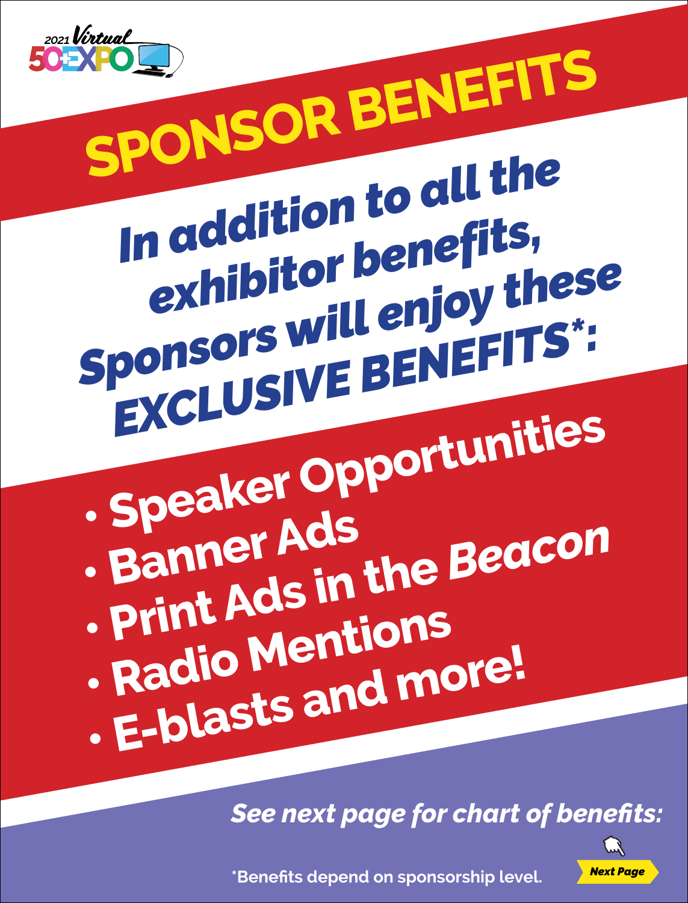2021 Virtual 50+EXPO

# SPONSOR BENEFITS

***In addition to all the exhibitor benefits, Sponsors will enjoy these EXCLUSIVE BENEFITS*:***

- **Speaker Opportunities**
- **Banner Ads**
- **Print Ads in the *Beacon***
- **Radio Mentions**
- **E-blasts and more!**

***See next page for chart of benefits:***

*Benefits depend on sponsorship level.

***Next Page***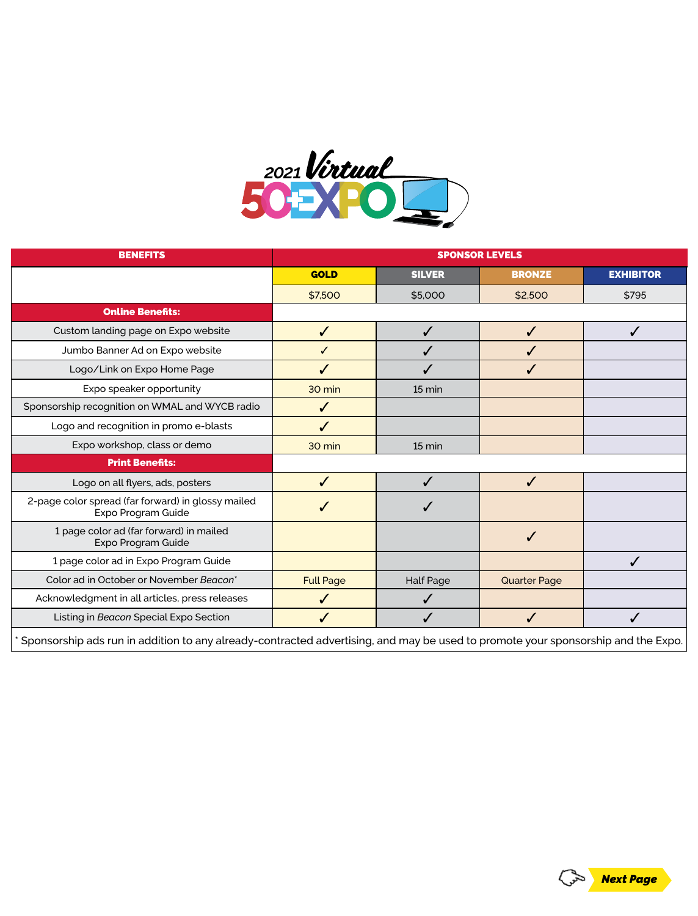# 2021 Virtual 50+EXPO

| BENEFITS | SPONSOR LEVELS | | | |
|---|---|---|---|---|
| | GOLD | SILVER | BRONZE | EXHIBITOR |
| | $7,500 | $5,000 | $2,500 | $795 |
| **Online Benefits:** | | | | |
| Custom landing page on Expo website | ✓ | ✓ | ✓ | ✓ |
| Jumbo Banner Ad on Expo website | ✓ | ✓ | ✓ | |
| Logo/Link on Expo Home Page | ✓ | ✓ | ✓ | |
| Expo speaker opportunity | 30 min | 15 min | | |
| Sponsorship recognition on WMAL and WYCB radio | ✓ | | | |
| Logo and recognition in promo e-blasts | ✓ | | | |
| Expo workshop, class or demo | 30 min | 15 min | | |
| **Print Benefits:** | | | | |
| Logo on all flyers, ads, posters | ✓ | ✓ | ✓ | |
| 2-page color spread (far forward) in glossy mailed Expo Program Guide | ✓ | ✓ | | |
| 1 page color ad (far forward) in mailed Expo Program Guide | | | ✓ | |
| 1 page color ad in Expo Program Guide | | | | ✓ |
| Color ad in October or November *Beacon*[*] | Full Page | Half Page | Quarter Page | |
| Acknowledgment in all articles, press releases | ✓ | ✓ | | |
| Listing in *Beacon* Special Expo Section | ✓ | ✓ | ✓ | ✓ |

[*] Sponsorship ads run in addition to any already-contracted advertising, and may be used to promote your sponsorship and the Expo.

**Next Page**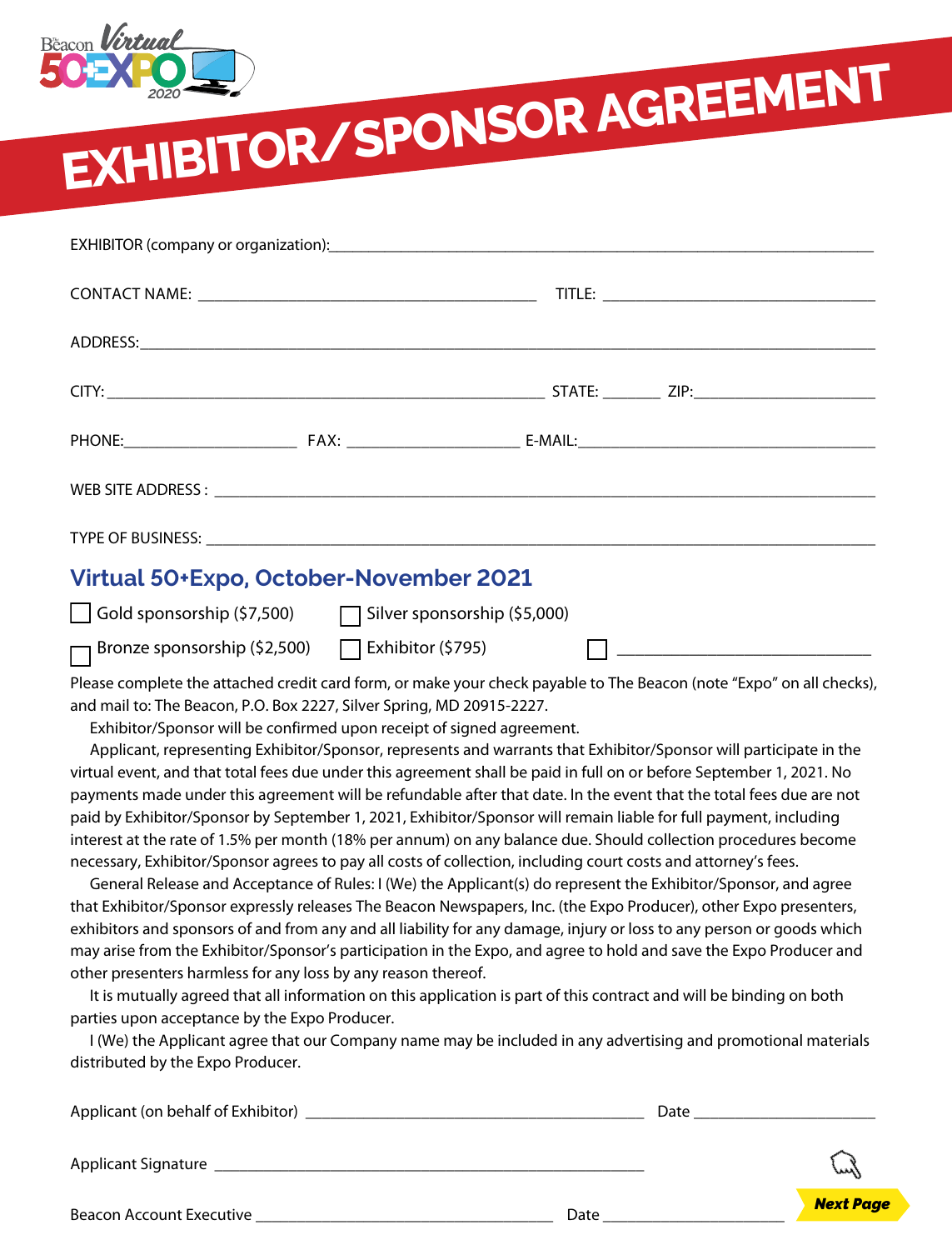# EXHIBITOR/SPONSOR AGREEMENT

EXHIBITOR (company or organization):\_\_\_\_\_\_\_\_\_\_\_\_\_\_\_\_\_\_\_\_\_\_\_\_\_\_\_\_\_\_\_\_\_\_\_\_\_\_\_\_

CONTACT NAME: \_\_\_\_\_\_\_\_\_\_\_\_\_\_\_\_\_\_\_\_\_\_\_\_\_\_ TITLE: \_\_\_\_\_\_\_\_\_\_\_\_\_\_\_\_\_\_\_\_\_\_

ADDRESS:\_\_\_\_\_\_\_\_\_\_\_\_\_\_\_\_\_\_\_\_\_\_\_\_\_\_\_\_\_\_\_\_\_\_\_\_\_\_\_\_\_\_\_\_\_\_\_\_\_\_\_\_

CITY: \_\_\_\_\_\_\_\_\_\_\_\_\_\_\_\_\_\_\_\_\_\_\_\_\_\_\_\_\_\_\_\_ STATE: \_\_\_\_\_ ZIP:\_\_\_\_\_\_\_\_\_\_\_\_\_\_

PHONE:\_\_\_\_\_\_\_\_\_\_\_\_\_\_ FAX: \_\_\_\_\_\_\_\_\_\_\_\_\_\_ E-MAIL:\_\_\_\_\_\_\_\_\_\_\_\_\_\_\_\_\_\_\_\_\_\_\_\_

WEB SITE ADDRESS : \_\_\_\_\_\_\_\_\_\_\_\_\_\_\_\_\_\_\_\_\_\_\_\_\_\_\_\_\_\_\_\_\_\_\_\_\_\_\_\_\_\_\_\_\_\_\_\_

TYPE OF BUSINESS: \_\_\_\_\_\_\_\_\_\_\_\_\_\_\_\_\_\_\_\_\_\_\_\_\_\_\_\_\_\_\_\_\_\_\_\_\_\_\_\_\_\_\_\_\_\_\_\_

## Virtual 50+Expo, October-November 2021

- ☐ Gold sponsorship ($7,500)
- ☐ Silver sponsorship ($5,000)
- ☐ Bronze sponsorship ($2,500)
- ☐ Exhibitor ($795)
- ☐ \_\_\_\_\_\_\_\_\_\_\_\_\_\_\_\_\_\_\_\_\_\_\_\_

Please complete the attached credit card form, or make your check payable to The Beacon (note "Expo" on all checks), and mail to: The Beacon, P.O. Box 2227, Silver Spring, MD 20915-2227.

Exhibitor/Sponsor will be confirmed upon receipt of signed agreement.

Applicant, representing Exhibitor/Sponsor, represents and warrants that Exhibitor/Sponsor will participate in the virtual event, and that total fees due under this agreement shall be paid in full on or before September 1, 2021. No payments made under this agreement will be refundable after that date. In the event that the total fees due are not paid by Exhibitor/Sponsor by September 1, 2021, Exhibitor/Sponsor will remain liable for full payment, including interest at the rate of 1.5% per month (18% per annum) on any balance due. Should collection procedures become necessary, Exhibitor/Sponsor agrees to pay all costs of collection, including court costs and attorney's fees.

General Release and Acceptance of Rules: I (We) the Applicant(s) do represent the Exhibitor/Sponsor, and agree that Exhibitor/Sponsor expressly releases The Beacon Newspapers, Inc. (the Expo Producer), other Expo presenters, exhibitors and sponsors of and from any and all liability for any damage, injury or loss to any person or goods which may arise from the Exhibitor/Sponsor's participation in the Expo, and agree to hold and save the Expo Producer and other presenters harmless for any loss by any reason thereof.

It is mutually agreed that all information on this application is part of this contract and will be binding on both parties upon acceptance by the Expo Producer.

I (We) the Applicant agree that our Company name may be included in any advertising and promotional materials distributed by the Expo Producer.

Applicant (on behalf of Exhibitor) \_\_\_\_\_\_\_\_\_\_\_\_\_\_\_\_\_\_\_\_\_\_\_\_\_\_ Date \_\_\_\_\_\_\_\_\_\_\_\_\_\_

Applicant Signature \_\_\_\_\_\_\_\_\_\_\_\_\_\_\_\_\_\_\_\_\_\_\_\_\_\_\_\_\_\_\_\_

Beacon Account Executive \_\_\_\_\_\_\_\_\_\_\_\_\_\_\_\_\_\_\_\_\_\_\_\_ Date \_\_\_\_\_\_\_\_\_\_\_\_\_\_

**Next Page**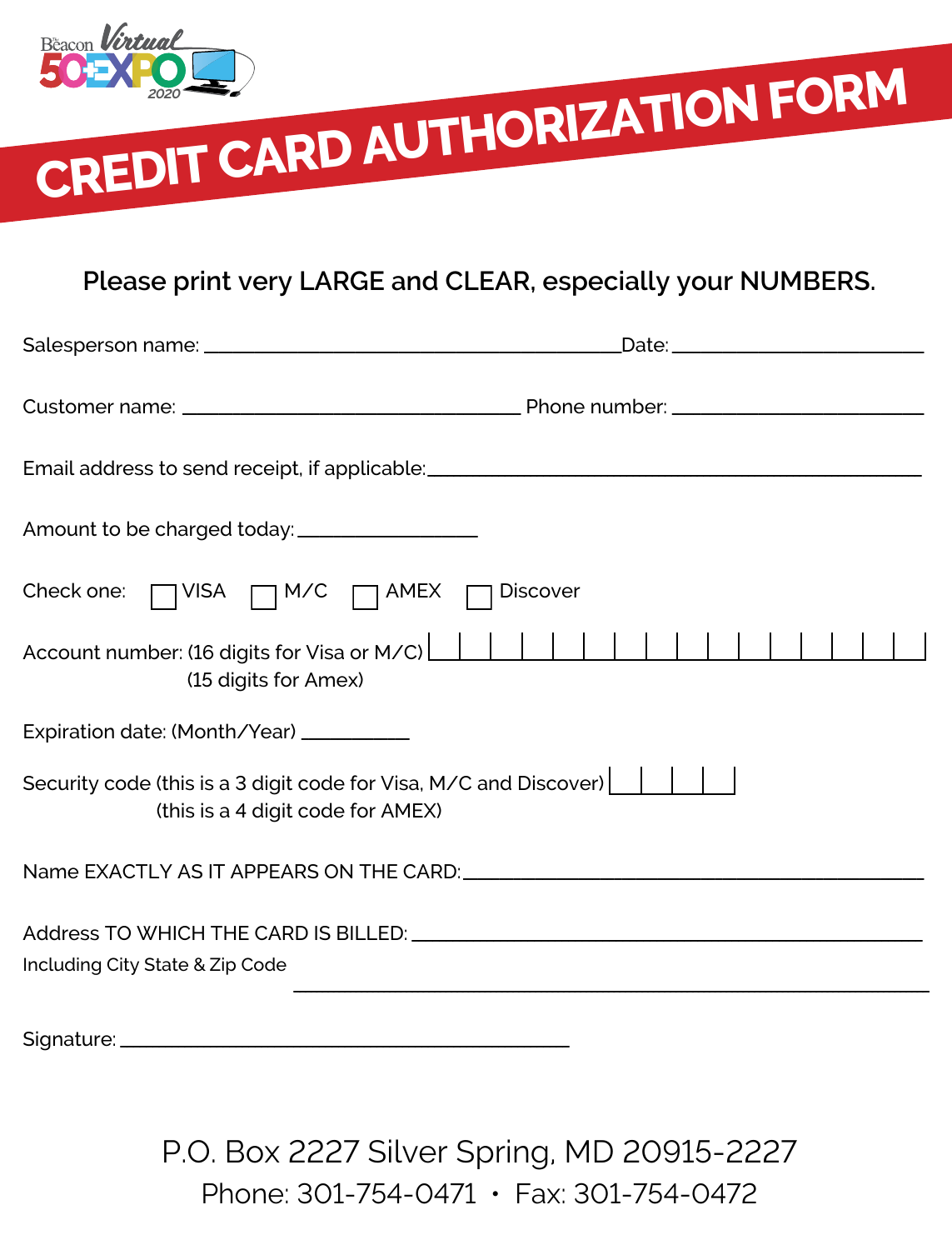The Beacon Virtual 50+EXPO 2020

# CREDIT CARD AUTHORIZATION FORM

**Please print very LARGE and CLEAR, especially your NUMBERS.**

Salesperson name: ________________________________________ Date: ________________________

Customer name: ________________________________ Phone number: ________________________

Email address to send receipt, if applicable: ________________________________________

Amount to be charged today: ________________

Check one: ☐ VISA ☐ M/C ☐ AMEX ☐ Discover

Account number: (16 digits for Visa or M/C) |__|__|__|__|__|__|__|__|__|__|__|__|__|__|__|__|
(15 digits for Amex)

Expiration date: (Month/Year) __________

Security code (this is a 3 digit code for Visa, M/C and Discover) |__|__|__|__|
(this is a 4 digit code for AMEX)

Name EXACTLY AS IT APPEARS ON THE CARD: ________________________________________

Address TO WHICH THE CARD IS BILLED: ________________________________________
Including City State & Zip Code
________________________________________________________________

Signature: ________________________________________

P.O. Box 2227 Silver Spring, MD 20915-2227
Phone: 301-754-0471 • Fax: 301-754-0472